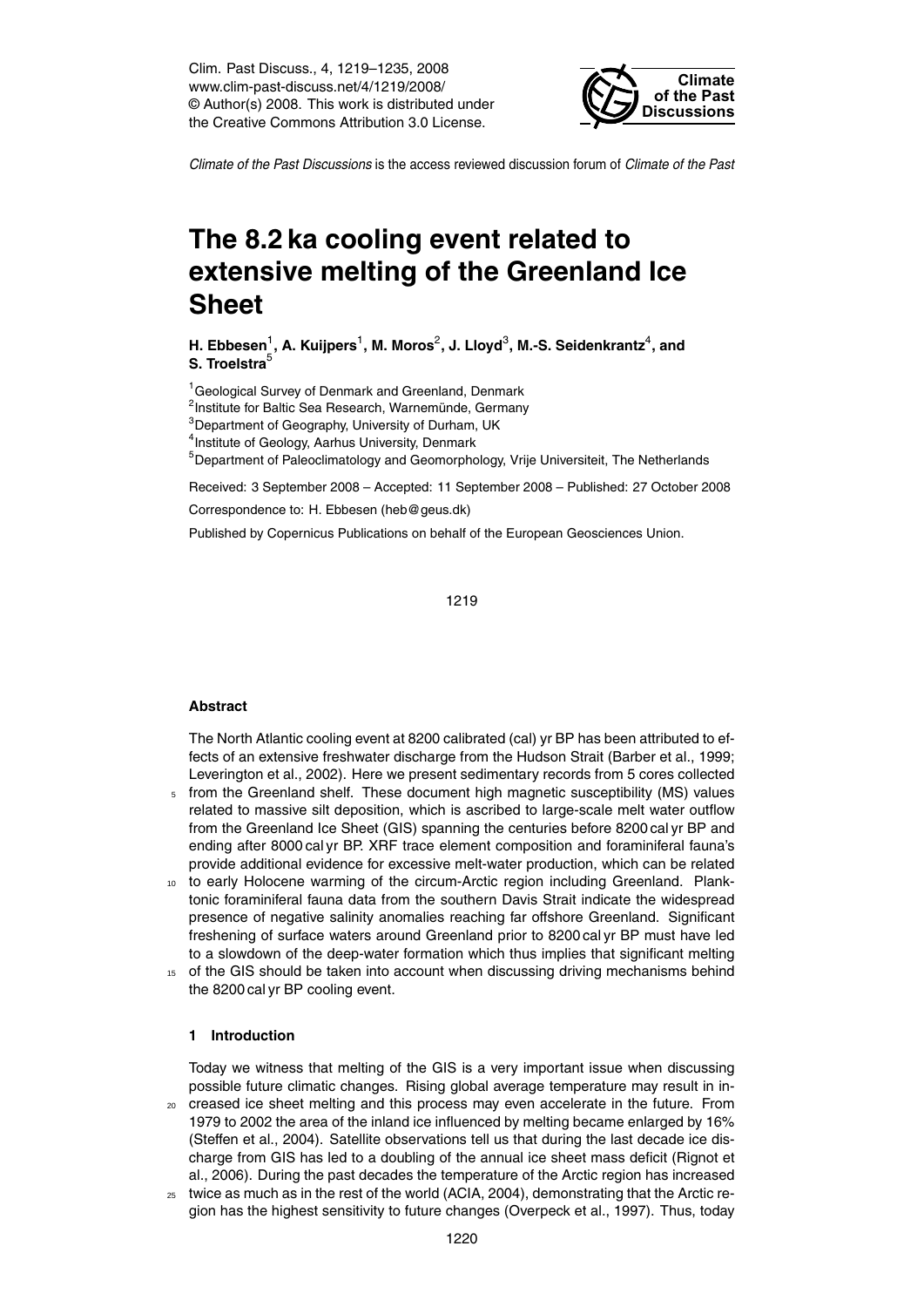Clim. Past Discuss., 4, 1219–1235, 2008
www.clim-past-discuss.net/4/1219/2008/
© Author(s) 2008. This work is distributed under the Creative Commons Attribution 3.0 License.

*Climate of the Past Discussions* is the access reviewed discussion forum of *Climate of the Past*

# The 8.2 ka cooling event related to extensive melting of the Greenland Ice Sheet

**H. Ebbesen[1], A. Kuijpers[1], M. Moros[2], J. Lloyd[3], M.-S. Seidenkrantz[4], and S. Troelstra[5]**

[1]Geological Survey of Denmark and Greenland, Denmark
[2]Institute for Baltic Sea Research, Warnemünde, Germany
[3]Department of Geography, University of Durham, UK
[4]Institute of Geology, Aarhus University, Denmark
[5]Department of Paleoclimatology and Geomorphology, Vrije Universiteit, The Netherlands

Received: 3 September 2008 – Accepted: 11 September 2008 – Published: 27 October 2008

Correspondence to: H. Ebbesen (heb@geus.dk)

Published by Copernicus Publications on behalf of the European Geosciences Union.

## Abstract

The North Atlantic cooling event at 8200 calibrated (cal) yr BP has been attributed to effects of an extensive freshwater discharge from the Hudson Strait (Barber et al., 1999; Leverington et al., 2002). Here we present sedimentary records from 5 cores collected from the Greenland shelf. These document high magnetic susceptibility (MS) values related to massive silt deposition, which is ascribed to large-scale melt water outflow from the Greenland Ice Sheet (GIS) spanning the centuries before 8200 cal yr BP and ending after 8000 cal yr BP. XRF trace element composition and foraminiferal fauna's provide additional evidence for excessive melt-water production, which can be related to early Holocene warming of the circum-Arctic region including Greenland. Planktonic foraminiferal fauna data from the southern Davis Strait indicate the widespread presence of negative salinity anomalies reaching far offshore Greenland. Significant freshening of surface waters around Greenland prior to 8200 cal yr BP must have led to a slowdown of the deep-water formation which thus implies that significant melting of the GIS should be taken into account when discussing driving mechanisms behind the 8200 cal yr BP cooling event.

## 1 Introduction

Today we witness that melting of the GIS is a very important issue when discussing possible future climatic changes. Rising global average temperature may result in increased ice sheet melting and this process may even accelerate in the future. From 1979 to 2002 the area of the inland ice influenced by melting became enlarged by 16% (Steffen et al., 2004). Satellite observations tell us that during the last decade ice discharge from GIS has led to a doubling of the annual ice sheet mass deficit (Rignot et al., 2006). During the past decades the temperature of the Arctic region has increased twice as much as in the rest of the world (ACIA, 2004), demonstrating that the Arctic region has the highest sensitivity to future changes (Overpeck et al., 1997). Thus, today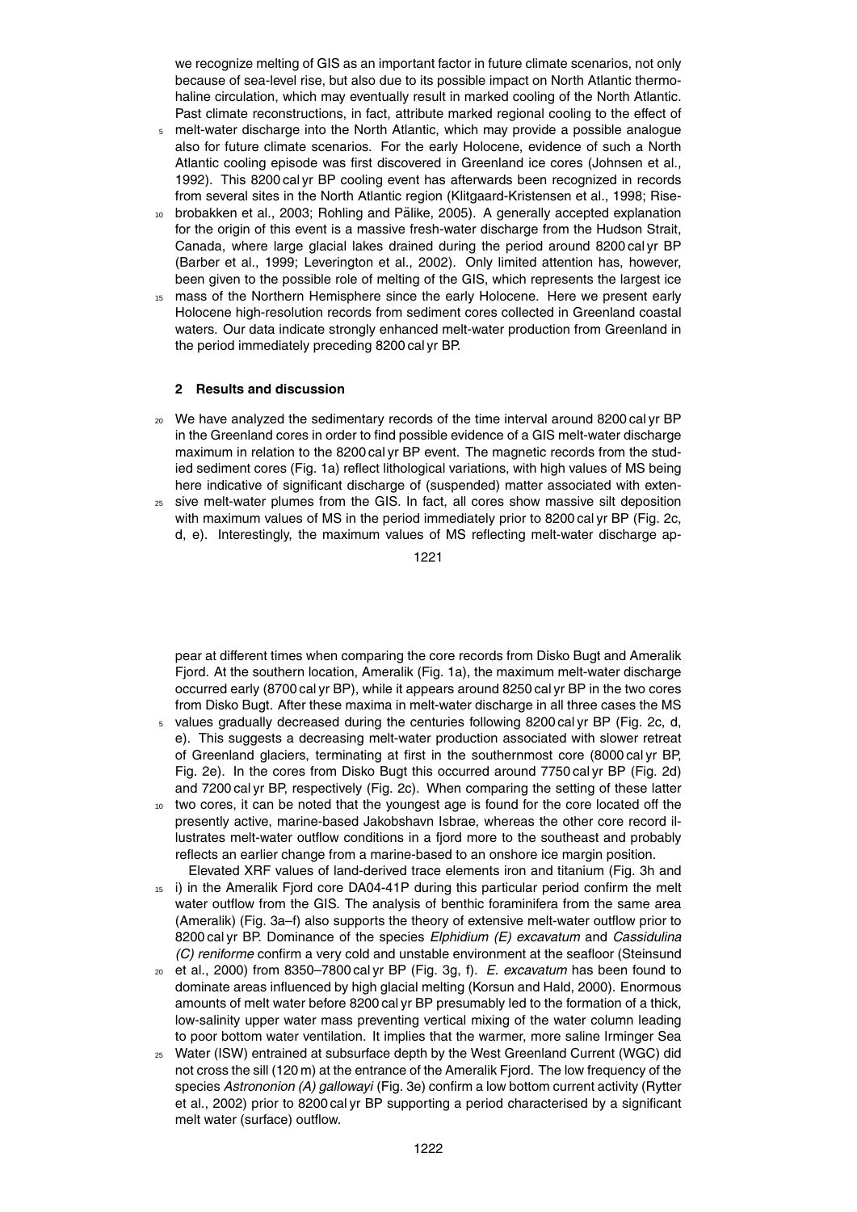we recognize melting of GIS as an important factor in future climate scenarios, not only because of sea-level rise, but also due to its possible impact on North Atlantic thermohaline circulation, which may eventually result in marked cooling of the North Atlantic. Past climate reconstructions, in fact, attribute marked regional cooling to the effect of melt-water discharge into the North Atlantic, which may provide a possible analogue also for future climate scenarios. For the early Holocene, evidence of such a North Atlantic cooling episode was first discovered in Greenland ice cores (Johnsen et al., 1992). This 8200 cal yr BP cooling event has afterwards been recognized in records from several sites in the North Atlantic region (Klitgaard-Kristensen et al., 1998; Risebrobakken et al., 2003; Rohling and Pälike, 2005). A generally accepted explanation for the origin of this event is a massive fresh-water discharge from the Hudson Strait, Canada, where large glacial lakes drained during the period around 8200 cal yr BP (Barber et al., 1999; Leverington et al., 2002). Only limited attention has, however, been given to the possible role of melting of the GIS, which represents the largest ice mass of the Northern Hemisphere since the early Holocene. Here we present early Holocene high-resolution records from sediment cores collected in Greenland coastal waters. Our data indicate strongly enhanced melt-water production from Greenland in the period immediately preceding 8200 cal yr BP.

## 2 Results and discussion

We have analyzed the sedimentary records of the time interval around 8200 cal yr BP in the Greenland cores in order to find possible evidence of a GIS melt-water discharge maximum in relation to the 8200 cal yr BP event. The magnetic records from the studied sediment cores (Fig. 1a) reflect lithological variations, with high values of MS being here indicative of significant discharge of (suspended) matter associated with extensive melt-water plumes from the GIS. In fact, all cores show massive silt deposition with maximum values of MS in the period immediately prior to 8200 cal yr BP (Fig. 2c, d, e). Interestingly, the maximum values of MS reflecting melt-water discharge appear at different times when comparing the core records from Disko Bugt and Ameralik Fjord. At the southern location, Ameralik (Fig. 1a), the maximum melt-water discharge occurred early (8700 cal yr BP), while it appears around 8250 cal yr BP in the two cores from Disko Bugt. After these maxima in melt-water discharge in all three cases the MS values gradually decreased during the centuries following 8200 cal yr BP (Fig. 2c, d, e). This suggests a decreasing melt-water production associated with slower retreat of Greenland glaciers, terminating at first in the southernmost core (8000 cal yr BP, Fig. 2e). In the cores from Disko Bugt this occurred around 7750 cal yr BP (Fig. 2d) and 7200 cal yr BP, respectively (Fig. 2c). When comparing the setting of these latter two cores, it can be noted that the youngest age is found for the core located off the presently active, marine-based Jakobshavn Isbrae, whereas the other core record illustrates melt-water outflow conditions in a fjord more to the southeast and probably reflects an earlier change from a marine-based to an onshore ice margin position.

Elevated XRF values of land-derived trace elements iron and titanium (Fig. 3h and i) in the Ameralik Fjord core DA04-41P during this particular period confirm the melt water outflow from the GIS. The analysis of benthic foraminifera from the same area (Ameralik) (Fig. 3a–f) also supports the theory of extensive melt-water outflow prior to 8200 cal yr BP. Dominance of the species *Elphidium (E) excavatum* and *Cassidulina (C) reniforme* confirm a very cold and unstable environment at the seafloor (Steinsund et al., 2000) from 8350–7800 cal yr BP (Fig. 3g, f). *E. excavatum* has been found to dominate areas influenced by high glacial melting (Korsun and Hald, 2000). Enormous amounts of melt water before 8200 cal yr BP presumably led to the formation of a thick, low-salinity upper water mass preventing vertical mixing of the water column leading to poor bottom water ventilation. It implies that the warmer, more saline Irminger Sea Water (ISW) entrained at subsurface depth by the West Greenland Current (WGC) did not cross the sill (120 m) at the entrance of the Ameralik Fjord. The low frequency of the species *Astrononion (A) gallowayi* (Fig. 3e) confirm a low bottom current activity (Rytter et al., 2002) prior to 8200 cal yr BP supporting a period characterised by a significant melt water (surface) outflow.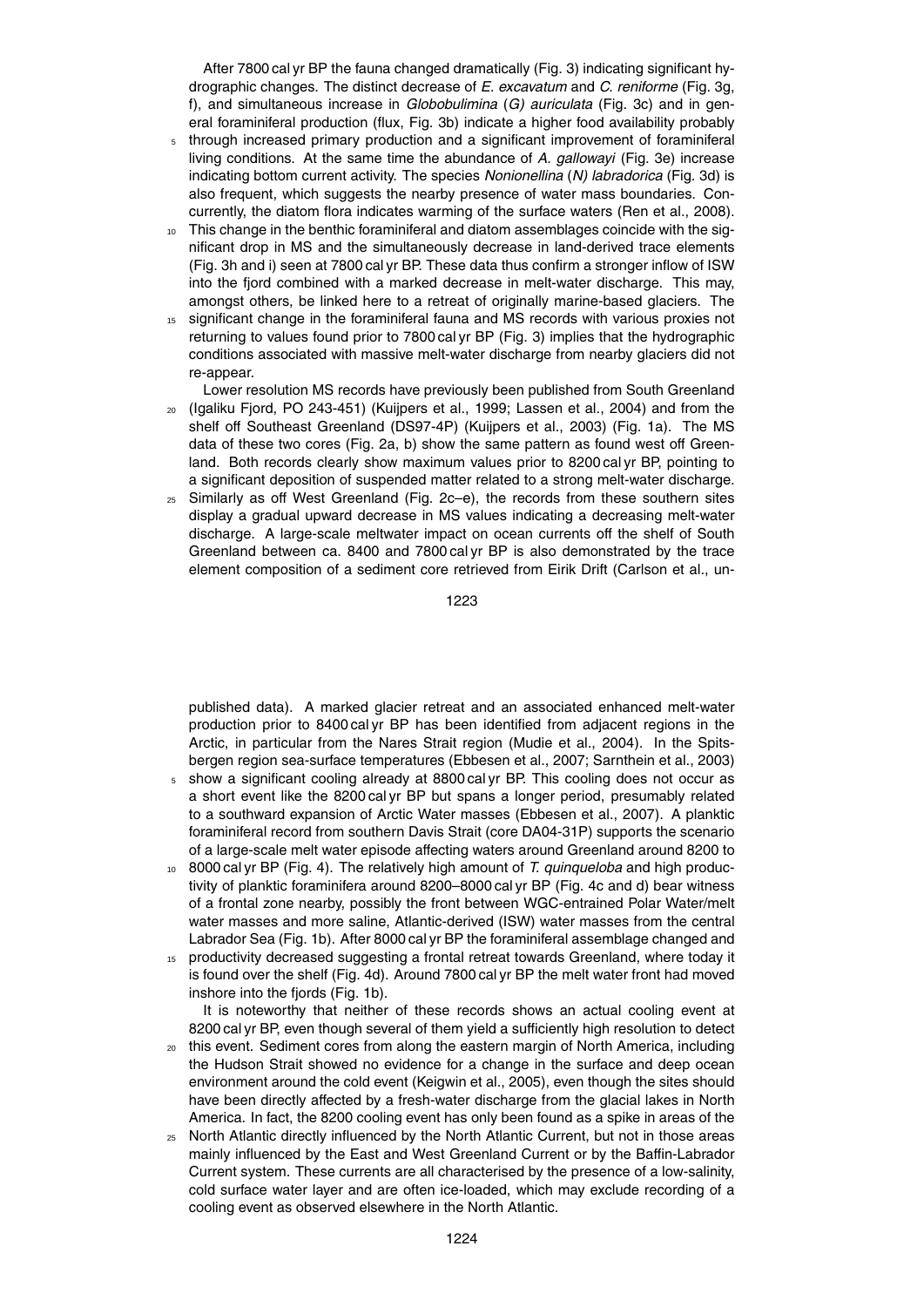After 7800 cal yr BP the fauna changed dramatically (Fig. 3) indicating significant hydrographic changes. The distinct decrease of *E. excavatum* and *C. reniforme* (Fig. 3g, f), and simultaneous increase in *Globobulimina* (*G) auriculata* (Fig. 3c) and in general foraminiferal production (flux, Fig. 3b) indicate a higher food availability probably through increased primary production and a significant improvement of foraminiferal living conditions. At the same time the abundance of *A. gallowayi* (Fig. 3e) increase indicating bottom current activity. The species *Nonionellina* (*N) labradorica* (Fig. 3d) is also frequent, which suggests the nearby presence of water mass boundaries. Concurrently, the diatom flora indicates warming of the surface waters (Ren et al., 2008). This change in the benthic foraminiferal and diatom assemblages coincide with the significant drop in MS and the simultaneously decrease in land-derived trace elements (Fig. 3h and i) seen at 7800 cal yr BP. These data thus confirm a stronger inflow of ISW into the fjord combined with a marked decrease in melt-water discharge. This may, amongst others, be linked here to a retreat of originally marine-based glaciers. The significant change in the foraminiferal fauna and MS records with various proxies not returning to values found prior to 7800 cal yr BP (Fig. 3) implies that the hydrographic conditions associated with massive melt-water discharge from nearby glaciers did not re-appear.

Lower resolution MS records have previously been published from South Greenland (Igaliku Fjord, PO 243-451) (Kuijpers et al., 1999; Lassen et al., 2004) and from the shelf off Southeast Greenland (DS97-4P) (Kuijpers et al., 2003) (Fig. 1a). The MS data of these two cores (Fig. 2a, b) show the same pattern as found west off Greenland. Both records clearly show maximum values prior to 8200 cal yr BP, pointing to a significant deposition of suspended matter related to a strong melt-water discharge. Similarly as off West Greenland (Fig. 2c–e), the records from these southern sites display a gradual upward decrease in MS values indicating a decreasing melt-water discharge. A large-scale meltwater impact on ocean currents off the shelf of South Greenland between ca. 8400 and 7800 cal yr BP is also demonstrated by the trace element composition of a sediment core retrieved from Eirik Drift (Carlson et al., unpublished data). A marked glacier retreat and an associated enhanced melt-water production prior to 8400 cal yr BP has been identified from adjacent regions in the Arctic, in particular from the Nares Strait region (Mudie et al., 2004). In the Spitsbergen region sea-surface temperatures (Ebbesen et al., 2007; Sarnthein et al., 2003) show a significant cooling already at 8800 cal yr BP. This cooling does not occur as a short event like the 8200 cal yr BP but spans a longer period, presumably related to a southward expansion of Arctic Water masses (Ebbesen et al., 2007). A planktic foraminiferal record from southern Davis Strait (core DA04-31P) supports the scenario of a large-scale melt water episode affecting waters around Greenland around 8200 to 8000 cal yr BP (Fig. 4). The relatively high amount of *T. quinqueloba* and high productivity of planktic foraminifera around 8200–8000 cal yr BP (Fig. 4c and d) bear witness of a frontal zone nearby, possibly the front between WGC-entrained Polar Water/melt water masses and more saline, Atlantic-derived (ISW) water masses from the central Labrador Sea (Fig. 1b). After 8000 cal yr BP the foraminiferal assemblage changed and productivity decreased suggesting a frontal retreat towards Greenland, where today it is found over the shelf (Fig. 4d). Around 7800 cal yr BP the melt water front had moved inshore into the fjords (Fig. 1b).

It is noteworthy that neither of these records shows an actual cooling event at 8200 cal yr BP, even though several of them yield a sufficiently high resolution to detect this event. Sediment cores from along the eastern margin of North America, including the Hudson Strait showed no evidence for a change in the surface and deep ocean environment around the cold event (Keigwin et al., 2005), even though the sites should have been directly affected by a fresh-water discharge from the glacial lakes in North America. In fact, the 8200 cooling event has only been found as a spike in areas of the North Atlantic directly influenced by the North Atlantic Current, but not in those areas mainly influenced by the East and West Greenland Current or by the Baffin-Labrador Current system. These currents are all characterised by the presence of a low-salinity, cold surface water layer and are often ice-loaded, which may exclude recording of a cooling event as observed elsewhere in the North Atlantic.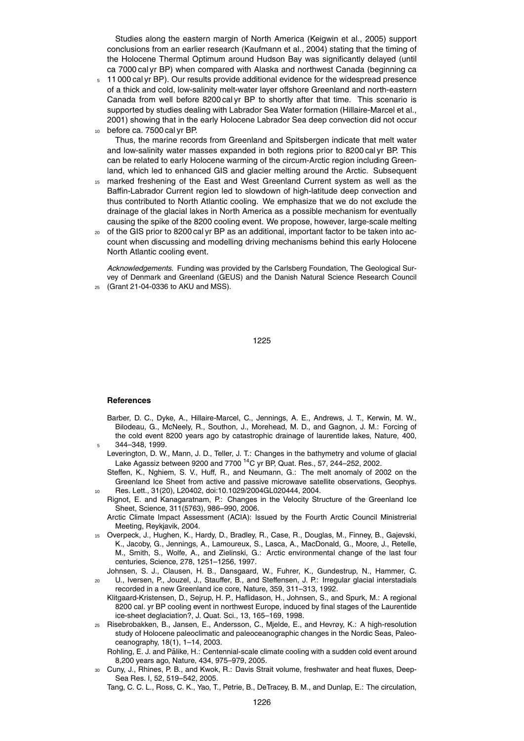Studies along the eastern margin of North America (Keigwin et al., 2005) support conclusions from an earlier research (Kaufmann et al., 2004) stating that the timing of the Holocene Thermal Optimum around Hudson Bay was significantly delayed (until ca 7000 cal yr BP) when compared with Alaska and northwest Canada (beginning ca 11 000 cal yr BP). Our results provide additional evidence for the widespread presence of a thick and cold, low-salinity melt-water layer offshore Greenland and north-eastern Canada from well before 8200 cal yr BP to shortly after that time. This scenario is supported by studies dealing with Labrador Sea Water formation (Hillaire-Marcel et al., 2001) showing that in the early Holocene Labrador Sea deep convection did not occur before ca. 7500 cal yr BP.

Thus, the marine records from Greenland and Spitsbergen indicate that melt water and low-salinity water masses expanded in both regions prior to 8200 cal yr BP. This can be related to early Holocene warming of the circum-Arctic region including Greenland, which led to enhanced GIS and glacier melting around the Arctic. Subsequent marked freshening of the East and West Greenland Current system as well as the Baffin-Labrador Current region led to slowdown of high-latitude deep convection and thus contributed to North Atlantic cooling. We emphasize that we do not exclude the drainage of the glacial lakes in North America as a possible mechanism for eventually causing the spike of the 8200 cooling event. We propose, however, large-scale melting of the GIS prior to 8200 cal yr BP as an additional, important factor to be taken into account when discussing and modelling driving mechanisms behind this early Holocene North Atlantic cooling event.

*Acknowledgements.* Funding was provided by the Carlsberg Foundation, The Geological Survey of Denmark and Greenland (GEUS) and the Danish Natural Science Research Council (Grant 21-04-0336 to AKU and MSS).

## References

Barber, D. C., Dyke, A., Hillaire-Marcel, C., Jennings, A. E., Andrews, J. T., Kerwin, M. W., Bilodeau, G., McNeely, R., Southon, J., Morehead, M. D., and Gagnon, J. M.: Forcing of the cold event 8200 years ago by catastrophic drainage of laurentide lakes, Nature, 400, 344–348, 1999.

Leverington, D. W., Mann, J. D., Teller, J. T.: Changes in the bathymetry and volume of glacial Lake Agassiz between 9200 and 7700 $^{14}$C yr BP, Quat. Res., 57, 244–252, 2002.

Steffen, K., Nghiem, S. V., Huff, R., and Neumann, G.: The melt anomaly of 2002 on the Greenland Ice Sheet from active and passive microwave satellite observations, Geophys. Res. Lett., 31(20), L20402, doi:10.1029/2004GL020444, 2004.

Rignot, E. and Kanagaratnam, P.: Changes in the Velocity Structure of the Greenland Ice Sheet, Science, 311(5763), 986–990, 2006.

Arctic Climate Impact Assessment (ACIA): Issued by the Fourth Arctic Council Ministrerial Meeting, Reykjavik, 2004.

Overpeck, J., Hughen, K., Hardy, D., Bradley, R., Case, R., Douglas, M., Finney, B., Gajevski, K., Jacoby, G., Jennings, A., Lamoureux, S., Lasca, A., MacDonald, G., Moore, J., Retelle, M., Smith, S., Wolfe, A., and Zielinski, G.: Arctic environmental change of the last four centuries, Science, 278, 1251–1256, 1997.

Johnsen, S. J., Clausen, H. B., Dansgaard, W., Fuhrer, K., Gundestrup, N., Hammer, C. U., Iversen, P., Jouzel, J., Stauffer, B., and Steffensen, J. P.: Irregular glacial interstadials recorded in a new Greenland ice core, Nature, 359, 311–313, 1992.

Klitgaard-Kristensen, D., Sejrup, H. P., Haflidason, H., Johnsen, S., and Spurk, M.: A regional 8200 cal. yr BP cooling event in northwest Europe, induced by final stages of the Laurentide ice-sheet deglaciation?, J. Quat. Sci., 13, 165–169, 1998.

Risebrobakken, B., Jansen, E., Andersson, C., Mjelde, E., and Hevrøy, K.: A high-resolution study of Holocene paleoclimatic and paleoceanographic changes in the Nordic Seas, Paleoceanography, 18(1), 1–14, 2003.

Rohling, E. J. and Pälike, H.: Centennial-scale climate cooling with a sudden cold event around 8,200 years ago, Nature, 434, 975–979, 2005.

Cuny, J., Rhines, P. B., and Kwok, R.: Davis Strait volume, freshwater and heat fluxes, Deep-Sea Res. I, 52, 519–542, 2005.

Tang, C. C. L., Ross, C. K., Yao, T., Petrie, B., DeTracey, B. M., and Dunlap, E.: The circulation,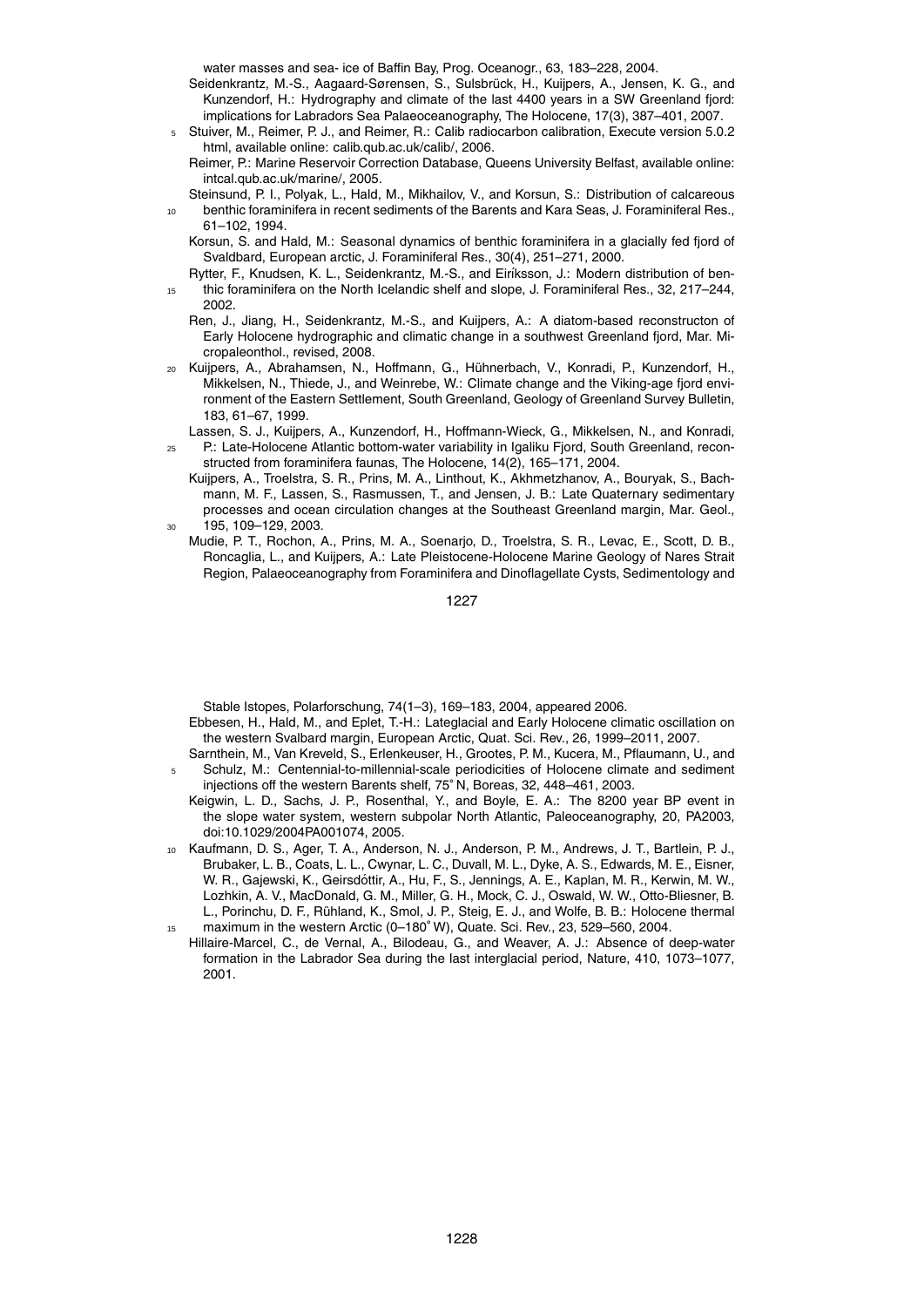water masses and sea- ice of Baffin Bay, Prog. Oceanogr., 63, 183–228, 2004.

Seidenkrantz, M.-S., Aagaard-Sørensen, S., Sulsbrück, H., Kuijpers, A., Jensen, K. G., and Kunzendorf, H.: Hydrography and climate of the last 4400 years in a SW Greenland fjord: implications for Labradors Sea Palaeoceanography, The Holocene, 17(3), 387–401, 2007.

Stuiver, M., Reimer, P. J., and Reimer, R.: Calib radiocarbon calibration, Execute version 5.0.2 html, available online: calib.qub.ac.uk/calib/, 2006.

Reimer, P.: Marine Reservoir Correction Database, Queens University Belfast, available online: intcal.qub.ac.uk/marine/, 2005.

Steinsund, P. I., Polyak, L., Hald, M., Mikhailov, V., and Korsun, S.: Distribution of calcareous benthic foraminifera in recent sediments of the Barents and Kara Seas, J. Foraminiferal Res., 61–102, 1994.

Korsun, S. and Hald, M.: Seasonal dynamics of benthic foraminifera in a glacially fed fjord of Svaldbard, European arctic, J. Foraminiferal Res., 30(4), 251–271, 2000.

Rytter, F., Knudsen, K. L., Seidenkrantz, M.-S., and Eiríksson, J.: Modern distribution of benthic foraminifera on the North Icelandic shelf and slope, J. Foraminiferal Res., 32, 217–244, 2002.

Ren, J., Jiang, H., Seidenkrantz, M.-S., and Kuijpers, A.: A diatom-based reconstructon of Early Holocene hydrographic and climatic change in a southwest Greenland fjord, Mar. Micropaleonthol., revised, 2008.

Kuijpers, A., Abrahamsen, N., Hoffmann, G., Hühnerbach, V., Konradi, P., Kunzendorf, H., Mikkelsen, N., Thiede, J., and Weinrebe, W.: Climate change and the Viking-age fjord environment of the Eastern Settlement, South Greenland, Geology of Greenland Survey Bulletin, 183, 61–67, 1999.

Lassen, S. J., Kuijpers, A., Kunzendorf, H., Hoffmann-Wieck, G., Mikkelsen, N., and Konradi, P.: Late-Holocene Atlantic bottom-water variability in Igaliku Fjord, South Greenland, reconstructed from foraminifera faunas, The Holocene, 14(2), 165–171, 2004.

Kuijpers, A., Troelstra, S. R., Prins, M. A., Linthout, K., Akhmetzhanov, A., Bouryak, S., Bachmann, M. F., Lassen, S., Rasmussen, T., and Jensen, J. B.: Late Quaternary sedimentary processes and ocean circulation changes at the Southeast Greenland margin, Mar. Geol., 195, 109–129, 2003.

Mudie, P. T., Rochon, A., Prins, M. A., Soenarjo, D., Troelstra, S. R., Levac, E., Scott, D. B., Roncaglia, L., and Kuijpers, A.: Late Pleistocene-Holocene Marine Geology of Nares Strait Region, Palaeoceanography from Foraminifera and Dinoflagellate Cysts, Sedimentology and Stable Istopes, Polarforschung, 74(1–3), 169–183, 2004, appeared 2006.

Ebbesen, H., Hald, M., and Eplet, T.-H.: Lateglacial and Early Holocene climatic oscillation on the western Svalbard margin, European Arctic, Quat. Sci. Rev., 26, 1999–2011, 2007.

Sarnthein, M., Van Kreveld, S., Erlenkeuser, H., Grootes, P. M., Kucera, M., Pflaumann, U., and Schulz, M.: Centennial-to-millennial-scale periodicities of Holocene climate and sediment injections off the western Barents shelf, 75° N, Boreas, 32, 448–461, 2003.

Keigwin, L. D., Sachs, J. P., Rosenthal, Y., and Boyle, E. A.: The 8200 year BP event in the slope water system, western subpolar North Atlantic, Paleoceanography, 20, PA2003, doi:10.1029/2004PA001074, 2005.

Kaufmann, D. S., Ager, T. A., Anderson, N. J., Anderson, P. M., Andrews, J. T., Bartlein, P. J., Brubaker, L. B., Coats, L. L., Cwynar, L. C., Duvall, M. L., Dyke, A. S., Edwards, M. E., Eisner, W. R., Gajewski, K., Geirsdóttir, A., Hu, F., S., Jennings, A. E., Kaplan, M. R., Kerwin, M. W., Lozhkin, A. V., MacDonald, G. M., Miller, G. H., Mock, C. J., Oswald, W. W., Otto-Bliesner, B. L., Porinchu, D. F., Rühland, K., Smol, J. P., Steig, E. J., and Wolfe, B. B.: Holocene thermal maximum in the western Arctic (0–180° W), Quate. Sci. Rev., 23, 529–560, 2004.

Hillaire-Marcel, C., de Vernal, A., Bilodeau, G., and Weaver, A. J.: Absence of deep-water formation in the Labrador Sea during the last interglacial period, Nature, 410, 1073–1077, 2001.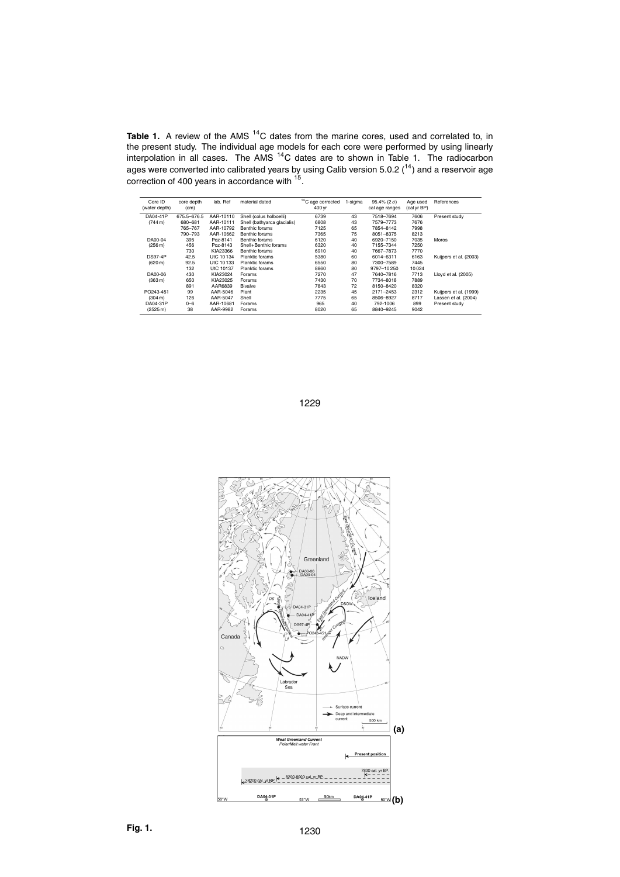**Table 1.** A review of the AMS $^{14}$C dates from the marine cores, used and correlated to, in the present study. The individual age models for each core were performed by using linearly interpolation in all cases. The AMS $^{14}$C dates are to shown in Table 1. The radiocarbon ages were converted into calibrated years by using Calib version 5.0.2 ([14]) and a reservoir age correction of 400 years in accordance with [15].

| Core ID (water depth) | core depth (cm) | lab. Ref | material dated | $^{14}$C age corrected 400 yr | 1-sigma | 95.4% (2 $\sigma$) cal age ranges | Age used (cal yr BP) | References |
|---|---|---|---|---|---|---|---|---|
| DA04-41P | 675.5–676.5 | AAR-10110 | Shell (colus holboelli) | 6739 | 43 | 7518–7694 | 7606 | Present study |
| (744 m) | 680–681 | AAR-10111 | Shell (bathyarca glacialis) | 6808 | 43 | 7579–7773 | 7676 | |
| | 765–767 | AAR-10792 | Benthic forams | 7125 | 65 | 7854–8142 | 7998 | |
| | 790–793 | AAR-10662 | Benthic forams | 7365 | 75 | 8051–8375 | 8213 | |
| DA00-04 | 395 | Poz-8141 | Benthic forams | 6120 | 40 | 6920–7150 | 7035 | Moros |
| (256 m) | 456 | Poz-8143 | Shell+Benthic forams | 6320 | 40 | 7155–7344 | 7250 | |
| | 730 | KIA23366 | Benthic forams | 6910 | 40 | 7667–7873 | 7770 | |
| DS97-4P | 42.5 | UIC 10 134 | Planktic forams | 5380 | 60 | 6014–6311 | 6163 | Kuijpers et al. (2003) |
| (620 m) | 92.5 | UIC 10 133 | Planktic forams | 6550 | 80 | 7300–7589 | 7445 | |
| | 132 | UIC 10137 | Planktic forams | 8860 | 80 | 9797–10 250 | 10 024 | |
| DA00-06 | 430 | KIA23024 | Forams | 7270 | 47 | 7640–7816 | 7713 | Lloyd et al. (2005) |
| (363 m) | 650 | KIA23025 | Forams | 7430 | 70 | 7734–8018 | 7889 | |
| | 891 | AAR6839 | Bivalve | 7843 | 72 | 8150–8420 | 8320 | |
| PO243-451 | 99 | AAR-5046 | Plant | 2235 | 45 | 2171–2453 | 2312 | Kuijpers et al. (1999) |
| (304 m) | 126 | AAR-5047 | Shell | 7775 | 65 | 8506–8927 | 8717 | Lassen et al. (2004) |
| DA04-31P | 0–6 | AAR-10681 | Forams | 965 | 40 | 792-1006 | 899 | Present study |
| (2525 m) | 38 | AAR-9982 | Forams | 8020 | 65 | 8840–9245 | 9042 | |

**Fig. 1.**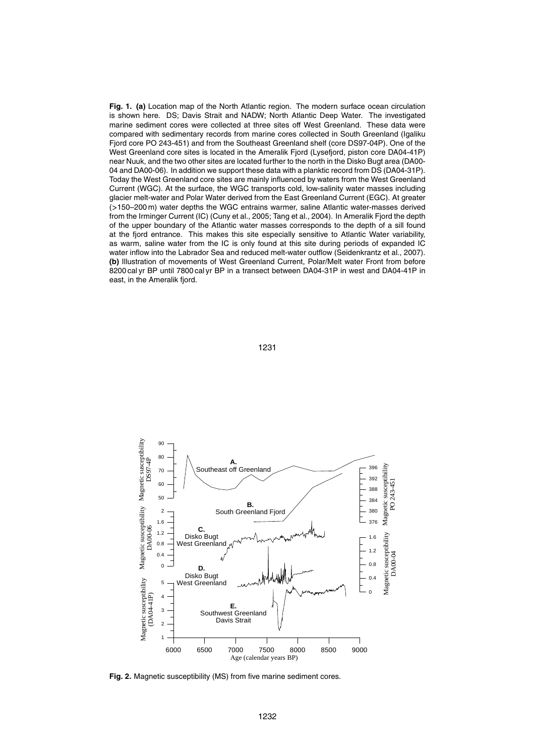**Fig. 1. (a)** Location map of the North Atlantic region. The modern surface ocean circulation is shown here. DS; Davis Strait and NADW; North Atlantic Deep Water. The investigated marine sediment cores were collected at three sites off West Greenland. These data were compared with sedimentary records from marine cores collected in South Greenland (Igaliku Fjord core PO 243-451) and from the Southeast Greenland shelf (core DS97-04P). One of the West Greenland core sites is located in the Ameralik Fjord (Lysefjord, piston core DA04-41P) near Nuuk, and the two other sites are located further to the north in the Disko Bugt area (DA00-04 and DA00-06). In addition we support these data with a planktic record from DS (DA04-31P). Today the West Greenland core sites are mainly influenced by waters from the West Greenland Current (WGC). At the surface, the WGC transports cold, low-salinity water masses including glacier melt-water and Polar Water derived from the East Greenland Current (EGC). At greater (>150–200 m) water depths the WGC entrains warmer, saline Atlantic water-masses derived from the Irminger Current (IC) (Cuny et al., 2005; Tang et al., 2004). In Ameralik Fjord the depth of the upper boundary of the Atlantic water masses corresponds to the depth of a sill found at the fjord entrance. This makes this site especially sensitive to Atlantic Water variability, as warm, saline water from the IC is only found at this site during periods of expanded IC water inflow into the Labrador Sea and reduced melt-water outflow (Seidenkrantz et al., 2007). **(b)** Illustration of movements of West Greenland Current, Polar/Melt water Front from before 8200 cal yr BP until 7800 cal yr BP in a transect between DA04-31P in west and DA04-41P in east, in the Ameralik fjord.

**Fig. 2.** Magnetic susceptibility (MS) from five marine sediment cores.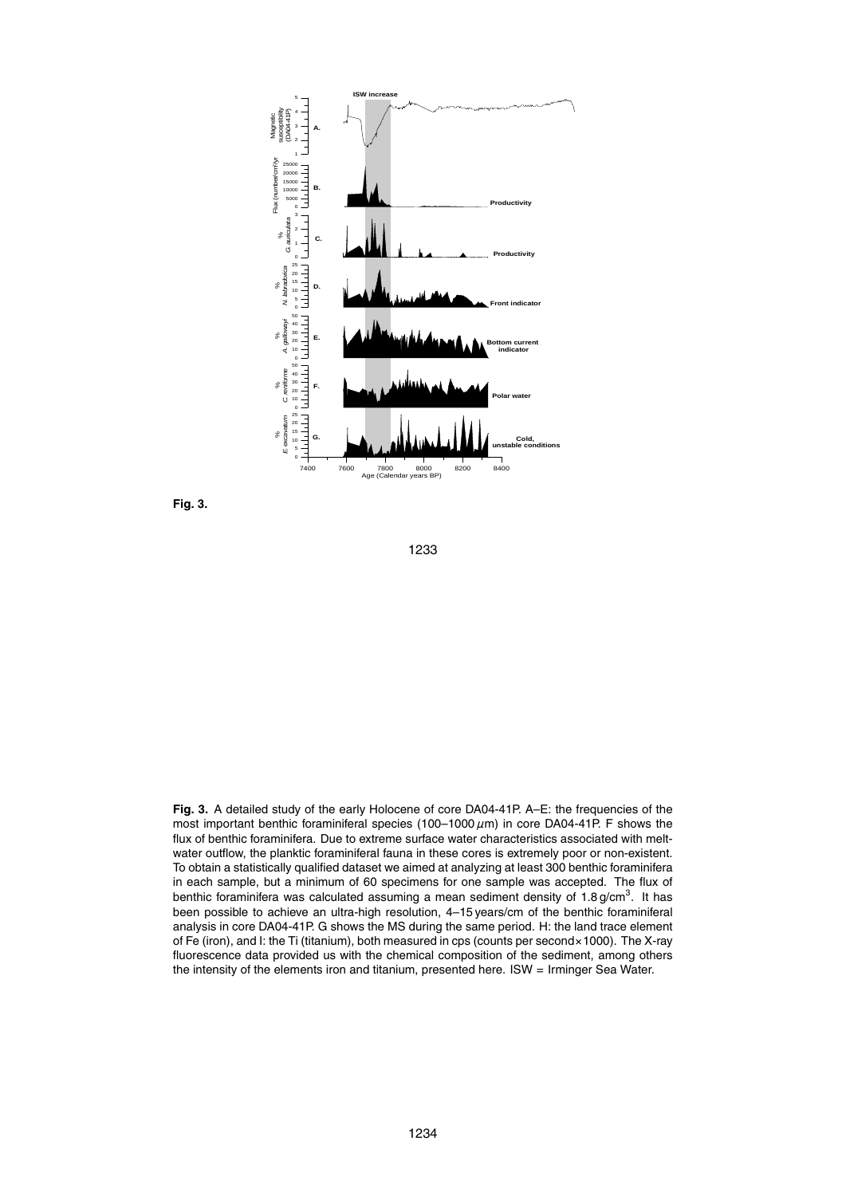Fig. 3.

**Fig. 3.** A detailed study of the early Holocene of core DA04-41P. A–E: the frequencies of the most important benthic foraminiferal species (100–1000 $\mu$m) in core DA04-41P. F shows the flux of benthic foraminifera. Due to extreme surface water characteristics associated with melt-water outflow, the planktic foraminiferal fauna in these cores is extremely poor or non-existent. To obtain a statistically qualified dataset we aimed at analyzing at least 300 benthic foraminifera in each sample, but a minimum of 60 specimens for one sample was accepted. The flux of benthic foraminifera was calculated assuming a mean sediment density of 1.8 g/cm$^3$. It has been possible to achieve an ultra-high resolution, 4–15 years/cm of the benthic foraminiferal analysis in core DA04-41P. G shows the MS during the same period. H: the land trace element of Fe (iron), and I: the Ti (titanium), both measured in cps (counts per second×1000). The X-ray fluorescence data provided us with the chemical composition of the sediment, among others the intensity of the elements iron and titanium, presented here. ISW = Irminger Sea Water.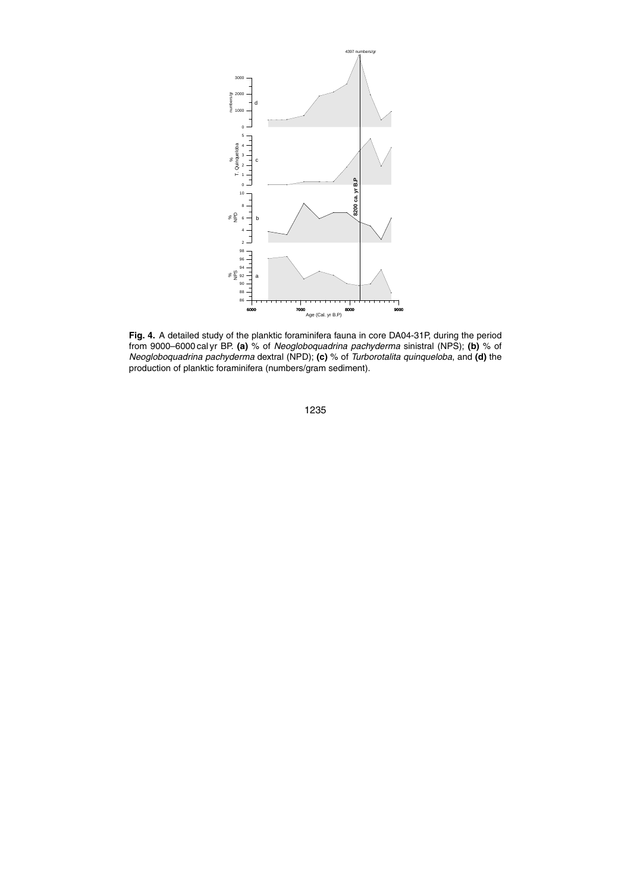4397 numbers/gr

numbers/gr

d

3000

2000

1000

0

%
T. Quinqueloba

c

5

4

3

2

1

0

8200 ca. yr B.P

%
NPD

b

10

8

6

4

2

%
NPS

a

98

96

94

92

90

88

86

6000

7000

8000

9000

Age (Cal. yr B.P)

**Fig. 4.** A detailed study of the planktic foraminifera fauna in core DA04-31P, during the period from 9000–6000 cal yr BP. **(a)** % of *Neogloboquadrina pachyderma* sinistral (NPS); **(b)** % of *Neogloboquadrina pachyderma* dextral (NPD); **(c)** % of *Turborotalita quinqueloba*, and **(d)** the production of planktic foraminifera (numbers/gram sediment).